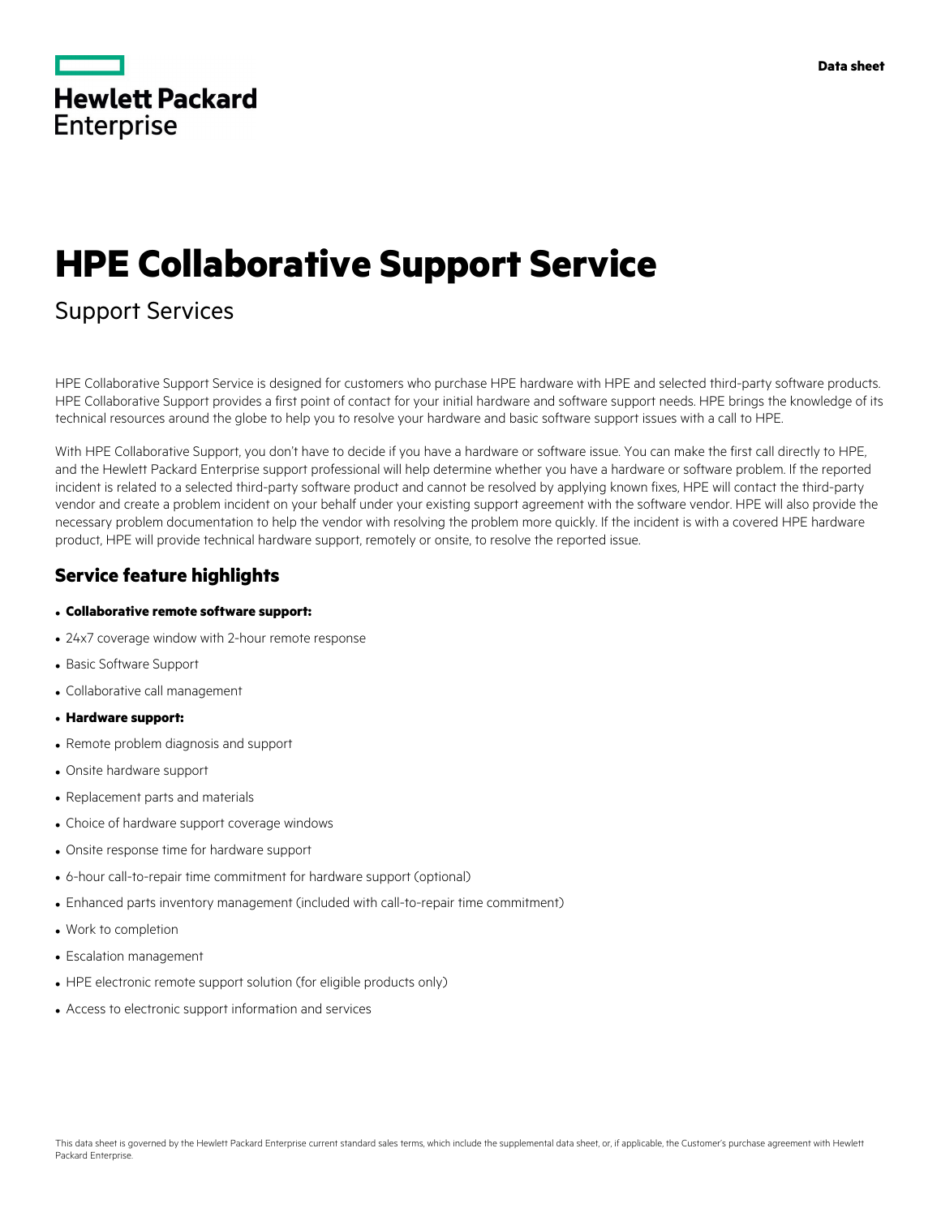Data sheet

Hewlett Packard Enterprise

# HPE Collaborative Support Service

Support Services

HPE Collaborative Support Service is designed for customers who purchase HPE hardware with HPE and selected third-party software products. HPE Collaborative Support provides a first point of contact for your initial hardware and software support needs. HPE brings the knowledge of its technical resources around the globe to help you to resolve your hardware and basic software support issues with a call to HPE.

With HPE Collaborative Support, you don't have to decide if you have a hardware or software issue. You can make the first call directly to HPE, and the Hewlett Packard Enterprise support professional will help determine whether you have a hardware or software problem. If the reported incident is related to a selected third-party software product and cannot be resolved by applying known fixes, HPE will contact the third-party vendor and create a problem incident on your behalf under your existing support agreement with the software vendor. HPE will also provide the necessary problem documentation to help the vendor with resolving the problem more quickly. If the incident is with a covered HPE hardware product, HPE will provide technical hardware support, remotely or onsite, to resolve the reported issue.

## Service feature highlights

- **Collaborative remote software support:**
- 24x7 coverage window with 2-hour remote response
- Basic Software Support
- Collaborative call management
- **Hardware support:**
- Remote problem diagnosis and support
- Onsite hardware support
- Replacement parts and materials
- Choice of hardware support coverage windows
- Onsite response time for hardware support
- 6-hour call-to-repair time commitment for hardware support (optional)
- Enhanced parts inventory management (included with call-to-repair time commitment)
- Work to completion
- Escalation management
- HPE electronic remote support solution (for eligible products only)
- Access to electronic support information and services

This data sheet is governed by the Hewlett Packard Enterprise current standard sales terms, which include the supplemental data sheet, or, if applicable, the Customer's purchase agreement with Hewlett Packard Enterprise.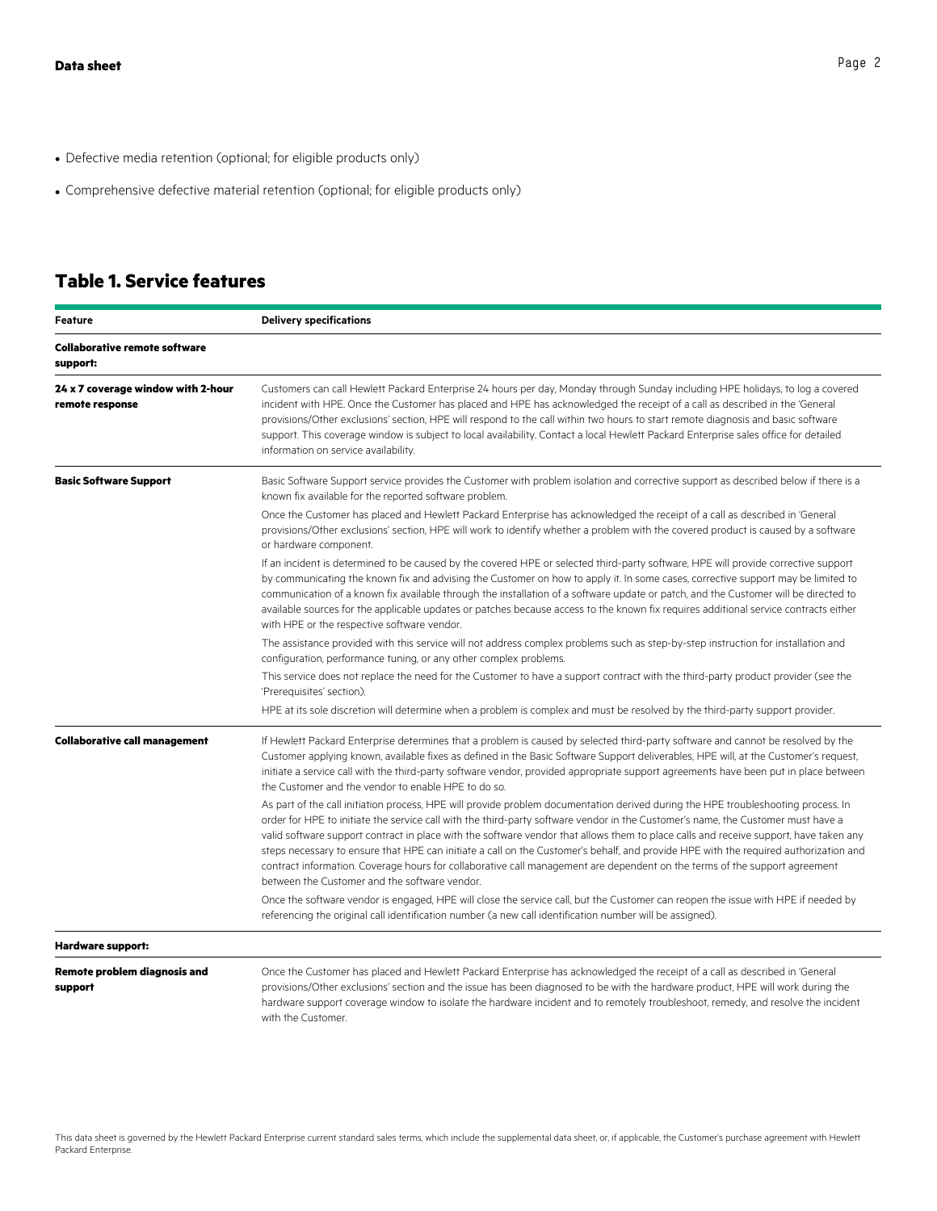- Defective media retention (optional; for eligible products only)
- Comprehensive defective material retention (optional; for eligible products only)

## Table 1. Service features

| Feature | Delivery specifications |
| --- | --- |
| **Collaborative remote software support:** | |
| **24 x 7 coverage window with 2-hour remote response** | Customers can call Hewlett Packard Enterprise 24 hours per day, Monday through Sunday including HPE holidays, to log a covered incident with HPE. Once the Customer has placed and HPE has acknowledged the receipt of a call as described in the 'General provisions/Other exclusions' section, HPE will respond to the call within two hours to start remote diagnosis and basic software support. This coverage window is subject to local availability. Contact a local Hewlett Packard Enterprise sales office for detailed information on service availability. |
| **Basic Software Support** | Basic Software Support service provides the Customer with problem isolation and corrective support as described below if there is a known fix available for the reported software problem.<br><br>Once the Customer has placed and Hewlett Packard Enterprise has acknowledged the receipt of a call as described in 'General provisions/Other exclusions' section, HPE will work to identify whether a problem with the covered product is caused by a software or hardware component.<br><br>If an incident is determined to be caused by the covered HPE or selected third-party software, HPE will provide corrective support by communicating the known fix and advising the Customer on how to apply it. In some cases, corrective support may be limited to communication of a known fix available through the installation of a software update or patch, and the Customer will be directed to available sources for the applicable updates or patches because access to the known fix requires additional service contracts either with HPE or the respective software vendor.<br><br>The assistance provided with this service will not address complex problems such as step-by-step instruction for installation and configuration, performance tuning, or any other complex problems.<br><br>This service does not replace the need for the Customer to have a support contract with the third-party product provider (see the 'Prerequisites' section).<br><br>HPE at its sole discretion will determine when a problem is complex and must be resolved by the third-party support provider. |
| **Collaborative call management** | If Hewlett Packard Enterprise determines that a problem is caused by selected third-party software and cannot be resolved by the Customer applying known, available fixes as defined in the Basic Software Support deliverables, HPE will, at the Customer's request, initiate a service call with the third-party software vendor, provided appropriate support agreements have been put in place between the Customer and the vendor to enable HPE to do so.<br><br>As part of the call initiation process, HPE will provide problem documentation derived during the HPE troubleshooting process. In order for HPE to initiate the service call with the third-party software vendor in the Customer's name, the Customer must have a valid software support contract in place with the software vendor that allows them to place calls and receive support, have taken any steps necessary to ensure that HPE can initiate a call on the Customer's behalf, and provide HPE with the required authorization and contract information. Coverage hours for collaborative call management are dependent on the terms of the support agreement between the Customer and the software vendor.<br><br>Once the software vendor is engaged, HPE will close the service call, but the Customer can reopen the issue with HPE if needed by referencing the original call identification number (a new call identification number will be assigned). |
| **Hardware support:** | |
| **Remote problem diagnosis and support** | Once the Customer has placed and Hewlett Packard Enterprise has acknowledged the receipt of a call as described in 'General provisions/Other exclusions' section and the issue has been diagnosed to be with the hardware product, HPE will work during the hardware support coverage window to isolate the hardware incident and to remotely troubleshoot, remedy, and resolve the incident with the Customer. |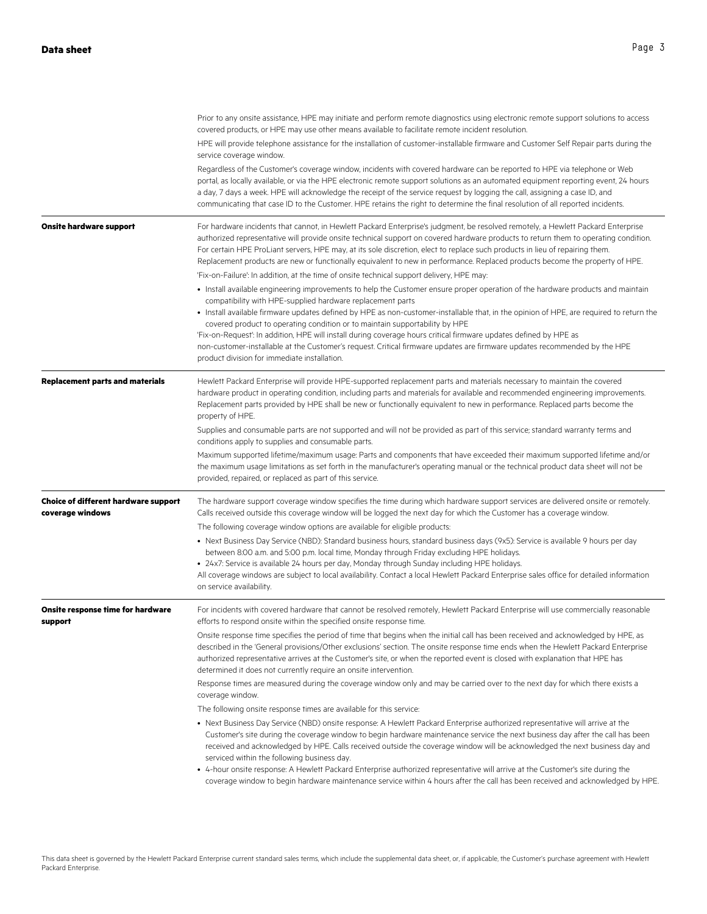| | |
|---|---|
| | Prior to any onsite assistance, HPE may initiate and perform remote diagnostics using electronic remote support solutions to access covered products, or HPE may use other means available to facilitate remote incident resolution.<br><br>HPE will provide telephone assistance for the installation of customer-installable firmware and Customer Self Repair parts during the service coverage window.<br><br>Regardless of the Customer's coverage window, incidents with covered hardware can be reported to HPE via telephone or Web portal, as locally available, or via the HPE electronic remote support solutions as an automated equipment reporting event, 24 hours a day, 7 days a week. HPE will acknowledge the receipt of the service request by logging the call, assigning a case ID, and communicating that case ID to the Customer. HPE retains the right to determine the final resolution of all reported incidents. |
| **Onsite hardware support** | For hardware incidents that cannot, in Hewlett Packard Enterprise's judgment, be resolved remotely, a Hewlett Packard Enterprise authorized representative will provide onsite technical support on covered hardware products to return them to operating condition. For certain HPE ProLiant servers, HPE may, at its sole discretion, elect to replace such products in lieu of repairing them. Replacement products are new or functionally equivalent to new in performance. Replaced products become the property of HPE.<br><br>'Fix-on-Failure': In addition, at the time of onsite technical support delivery, HPE may:<br><br>• Install available engineering improvements to help the Customer ensure proper operation of the hardware products and maintain compatibility with HPE-supplied hardware replacement parts<br>• Install available firmware updates defined by HPE as non-customer-installable that, in the opinion of HPE, are required to return the covered product to operating condition or to maintain supportability by HPE<br><br>'Fix-on-Request': In addition, HPE will install during coverage hours critical firmware updates defined by HPE as non-customer-installable at the Customer's request. Critical firmware updates are firmware updates recommended by the HPE product division for immediate installation. |
| **Replacement parts and materials** | Hewlett Packard Enterprise will provide HPE-supported replacement parts and materials necessary to maintain the covered hardware product in operating condition, including parts and materials for available and recommended engineering improvements. Replacement parts provided by HPE shall be new or functionally equivalent to new in performance. Replaced parts become the property of HPE.<br><br>Supplies and consumable parts are not supported and will not be provided as part of this service; standard warranty terms and conditions apply to supplies and consumable parts.<br><br>Maximum supported lifetime/maximum usage: Parts and components that have exceeded their maximum supported lifetime and/or the maximum usage limitations as set forth in the manufacturer's operating manual or the technical product data sheet will not be provided, repaired, or replaced as part of this service. |
| **Choice of different hardware support coverage windows** | The hardware support coverage window specifies the time during which hardware support services are delivered onsite or remotely. Calls received outside this coverage window will be logged the next day for which the Customer has a coverage window.<br><br>The following coverage window options are available for eligible products:<br><br>• Next Business Day Service (NBD): Standard business hours, standard business days (9x5): Service is available 9 hours per day between 8:00 a.m. and 5:00 p.m. local time, Monday through Friday excluding HPE holidays.<br>• 24x7: Service is available 24 hours per day, Monday through Sunday including HPE holidays.<br><br>All coverage windows are subject to local availability. Contact a local Hewlett Packard Enterprise sales office for detailed information on service availability. |
| **Onsite response time for hardware support** | For incidents with covered hardware that cannot be resolved remotely, Hewlett Packard Enterprise will use commercially reasonable efforts to respond onsite within the specified onsite response time.<br><br>Onsite response time specifies the period of time that begins when the initial call has been received and acknowledged by HPE, as described in the 'General provisions/Other exclusions' section. The onsite response time ends when the Hewlett Packard Enterprise authorized representative arrives at the Customer's site, or when the reported event is closed with explanation that HPE has determined it does not currently require an onsite intervention.<br><br>Response times are measured during the coverage window only and may be carried over to the next day for which there exists a coverage window.<br><br>The following onsite response times are available for this service:<br><br>• Next Business Day Service (NBD) onsite response: A Hewlett Packard Enterprise authorized representative will arrive at the Customer's site during the coverage window to begin hardware maintenance service the next business day after the call has been received and acknowledged by HPE. Calls received outside the coverage window will be acknowledged the next business day and serviced within the following business day.<br>• 4-hour onsite response: A Hewlett Packard Enterprise authorized representative will arrive at the Customer's site during the coverage window to begin hardware maintenance service within 4 hours after the call has been received and acknowledged by HPE. |

This data sheet is governed by the Hewlett Packard Enterprise current standard sales terms, which include the supplemental data sheet, or, if applicable, the Customer's purchase agreement with Hewlett Packard Enterprise.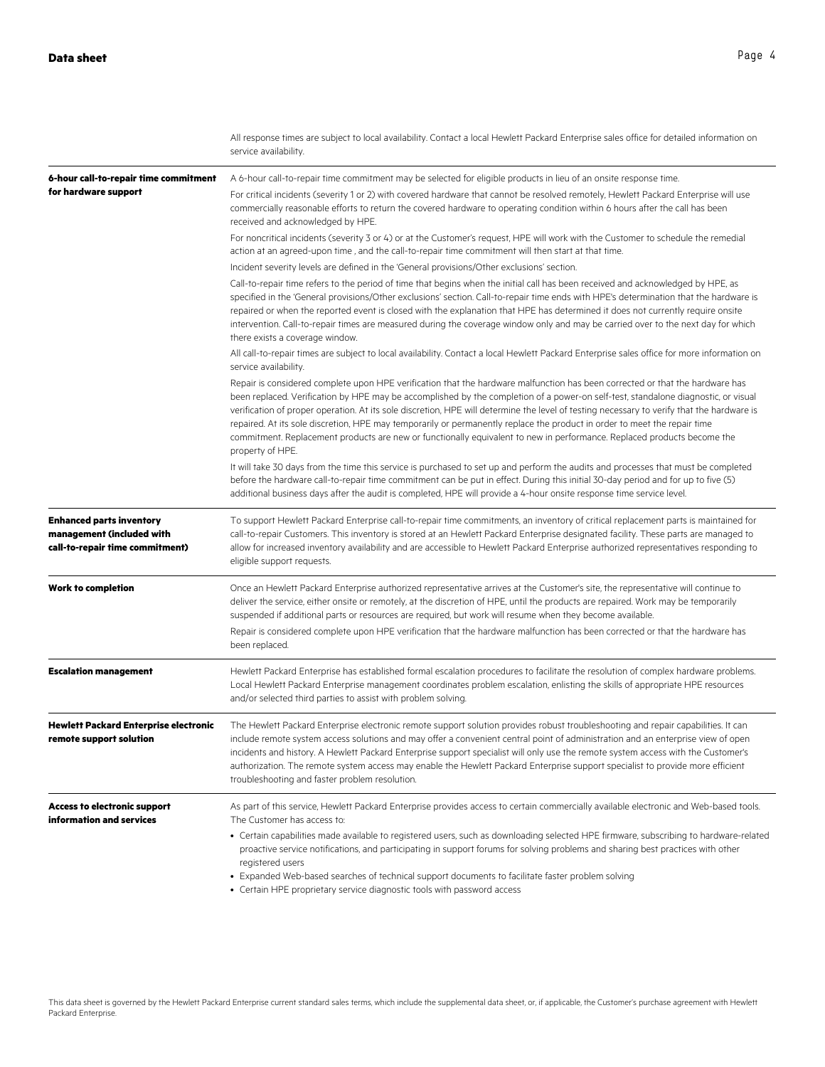All response times are subject to local availability. Contact a local Hewlett Packard Enterprise sales office for detailed information on service availability.

| | |
|---|---|
| **6-hour call-to-repair time commitment for hardware support** | A 6-hour call-to-repair time commitment may be selected for eligible products in lieu of an onsite response time.<br><br>For critical incidents (severity 1 or 2) with covered hardware that cannot be resolved remotely, Hewlett Packard Enterprise will use commercially reasonable efforts to return the covered hardware to operating condition within 6 hours after the call has been received and acknowledged by HPE.<br><br>For noncritical incidents (severity 3 or 4) or at the Customer's request, HPE will work with the Customer to schedule the remedial action at an agreed-upon time , and the call-to-repair time commitment will then start at that time.<br><br>Incident severity levels are defined in the 'General provisions/Other exclusions' section.<br><br>Call-to-repair time refers to the period of time that begins when the initial call has been received and acknowledged by HPE, as specified in the 'General provisions/Other exclusions' section. Call-to-repair time ends with HPE's determination that the hardware is repaired or when the reported event is closed with the explanation that HPE has determined it does not currently require onsite intervention. Call-to-repair times are measured during the coverage window only and may be carried over to the next day for which there exists a coverage window.<br><br>All call-to-repair times are subject to local availability. Contact a local Hewlett Packard Enterprise sales office for more information on service availability.<br><br>Repair is considered complete upon HPE verification that the hardware malfunction has been corrected or that the hardware has been replaced. Verification by HPE may be accomplished by the completion of a power-on self-test, standalone diagnostic, or visual verification of proper operation. At its sole discretion, HPE will determine the level of testing necessary to verify that the hardware is repaired. At its sole discretion, HPE may temporarily or permanently replace the product in order to meet the repair time commitment. Replacement products are new or functionally equivalent to new in performance. Replaced products become the property of HPE.<br><br>It will take 30 days from the time this service is purchased to set up and perform the audits and processes that must be completed before the hardware call-to-repair time commitment can be put in effect. During this initial 30-day period and for up to five (5) additional business days after the audit is completed, HPE will provide a 4-hour onsite response time service level. |
| **Enhanced parts inventory management (included with call-to-repair time commitment)** | To support Hewlett Packard Enterprise call-to-repair time commitments, an inventory of critical replacement parts is maintained for call-to-repair Customers. This inventory is stored at an Hewlett Packard Enterprise designated facility. These parts are managed to allow for increased inventory availability and are accessible to Hewlett Packard Enterprise authorized representatives responding to eligible support requests. |
| **Work to completion** | Once an Hewlett Packard Enterprise authorized representative arrives at the Customer's site, the representative will continue to deliver the service, either onsite or remotely, at the discretion of HPE, until the products are repaired. Work may be temporarily suspended if additional parts or resources are required, but work will resume when they become available.<br><br>Repair is considered complete upon HPE verification that the hardware malfunction has been corrected or that the hardware has been replaced. |
| **Escalation management** | Hewlett Packard Enterprise has established formal escalation procedures to facilitate the resolution of complex hardware problems. Local Hewlett Packard Enterprise management coordinates problem escalation, enlisting the skills of appropriate HPE resources and/or selected third parties to assist with problem solving. |
| **Hewlett Packard Enterprise electronic remote support solution** | The Hewlett Packard Enterprise electronic remote support solution provides robust troubleshooting and repair capabilities. It can include remote system access solutions and may offer a convenient central point of administration and an enterprise view of open incidents and history. A Hewlett Packard Enterprise support specialist will only use the remote system access with the Customer's authorization. The remote system access may enable the Hewlett Packard Enterprise support specialist to provide more efficient troubleshooting and faster problem resolution. |
| **Access to electronic support information and services** | As part of this service, Hewlett Packard Enterprise provides access to certain commercially available electronic and Web-based tools. The Customer has access to:<br>• Certain capabilities made available to registered users, such as downloading selected HPE firmware, subscribing to hardware-related proactive service notifications, and participating in support forums for solving problems and sharing best practices with other registered users<br>• Expanded Web-based searches of technical support documents to facilitate faster problem solving<br>• Certain HPE proprietary service diagnostic tools with password access |

This data sheet is governed by the Hewlett Packard Enterprise current standard sales terms, which include the supplemental data sheet, or, if applicable, the Customer's purchase agreement with Hewlett Packard Enterprise.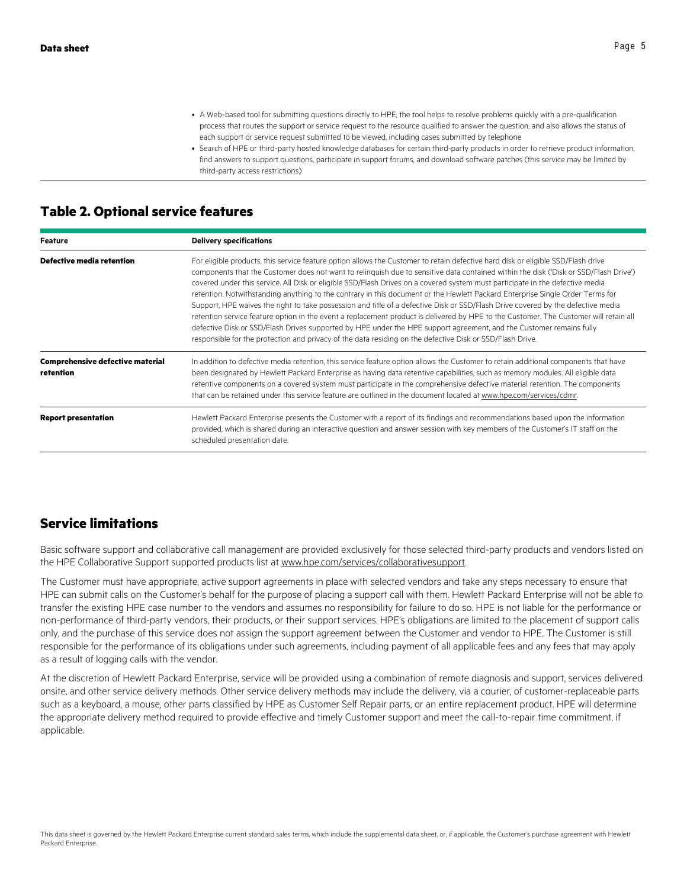- A Web-based tool for submitting questions directly to HPE; the tool helps to resolve problems quickly with a pre-qualification process that routes the support or service request to the resource qualified to answer the question, and also allows the status of each support or service request submitted to be viewed, including cases submitted by telephone
- Search of HPE or third-party hosted knowledge databases for certain third-party products in order to retrieve product information, find answers to support questions, participate in support forums, and download software patches (this service may be limited by third-party access restrictions)

## Table 2. Optional service features

| Feature | Delivery specifications |
|---|---|
| **Defective media retention** | For eligible products, this service feature option allows the Customer to retain defective hard disk or eligible SSD/Flash drive components that the Customer does not want to relinquish due to sensitive data contained within the disk ('Disk or SSD/Flash Drive') covered under this service. All Disk or eligible SSD/Flash Drives on a covered system must participate in the defective media retention. Notwithstanding anything to the contrary in this document or the Hewlett Packard Enterprise Single Order Terms for Support, HPE waives the right to take possession and title of a defective Disk or SSD/Flash Drive covered by the defective media retention service feature option in the event a replacement product is delivered by HPE to the Customer. The Customer will retain all defective Disk or SSD/Flash Drives supported by HPE under the HPE support agreement, and the Customer remains fully responsible for the protection and privacy of the data residing on the defective Disk or SSD/Flash Drive. |
| **Comprehensive defective material retention** | In addition to defective media retention, this service feature option allows the Customer to retain additional components that have been designated by Hewlett Packard Enterprise as having data retentive capabilities, such as memory modules. All eligible data retentive components on a covered system must participate in the comprehensive defective material retention. The components that can be retained under this service feature are outlined in the document located at www.hpe.com/services/cdmr. |
| **Report presentation** | Hewlett Packard Enterprise presents the Customer with a report of its findings and recommendations based upon the information provided, which is shared during an interactive question and answer session with key members of the Customer's IT staff on the scheduled presentation date. |

## Service limitations

Basic software support and collaborative call management are provided exclusively for those selected third-party products and vendors listed on the HPE Collaborative Support supported products list at www.hpe.com/services/collaborativesupport.

The Customer must have appropriate, active support agreements in place with selected vendors and take any steps necessary to ensure that HPE can submit calls on the Customer's behalf for the purpose of placing a support call with them. Hewlett Packard Enterprise will not be able to transfer the existing HPE case number to the vendors and assumes no responsibility for failure to do so. HPE is not liable for the performance or non-performance of third-party vendors, their products, or their support services. HPE's obligations are limited to the placement of support calls only, and the purchase of this service does not assign the support agreement between the Customer and vendor to HPE. The Customer is still responsible for the performance of its obligations under such agreements, including payment of all applicable fees and any fees that may apply as a result of logging calls with the vendor.

At the discretion of Hewlett Packard Enterprise, service will be provided using a combination of remote diagnosis and support, services delivered onsite, and other service delivery methods. Other service delivery methods may include the delivery, via a courier, of customer-replaceable parts such as a keyboard, a mouse, other parts classified by HPE as Customer Self Repair parts, or an entire replacement product. HPE will determine the appropriate delivery method required to provide effective and timely Customer support and meet the call-to-repair time commitment, if applicable.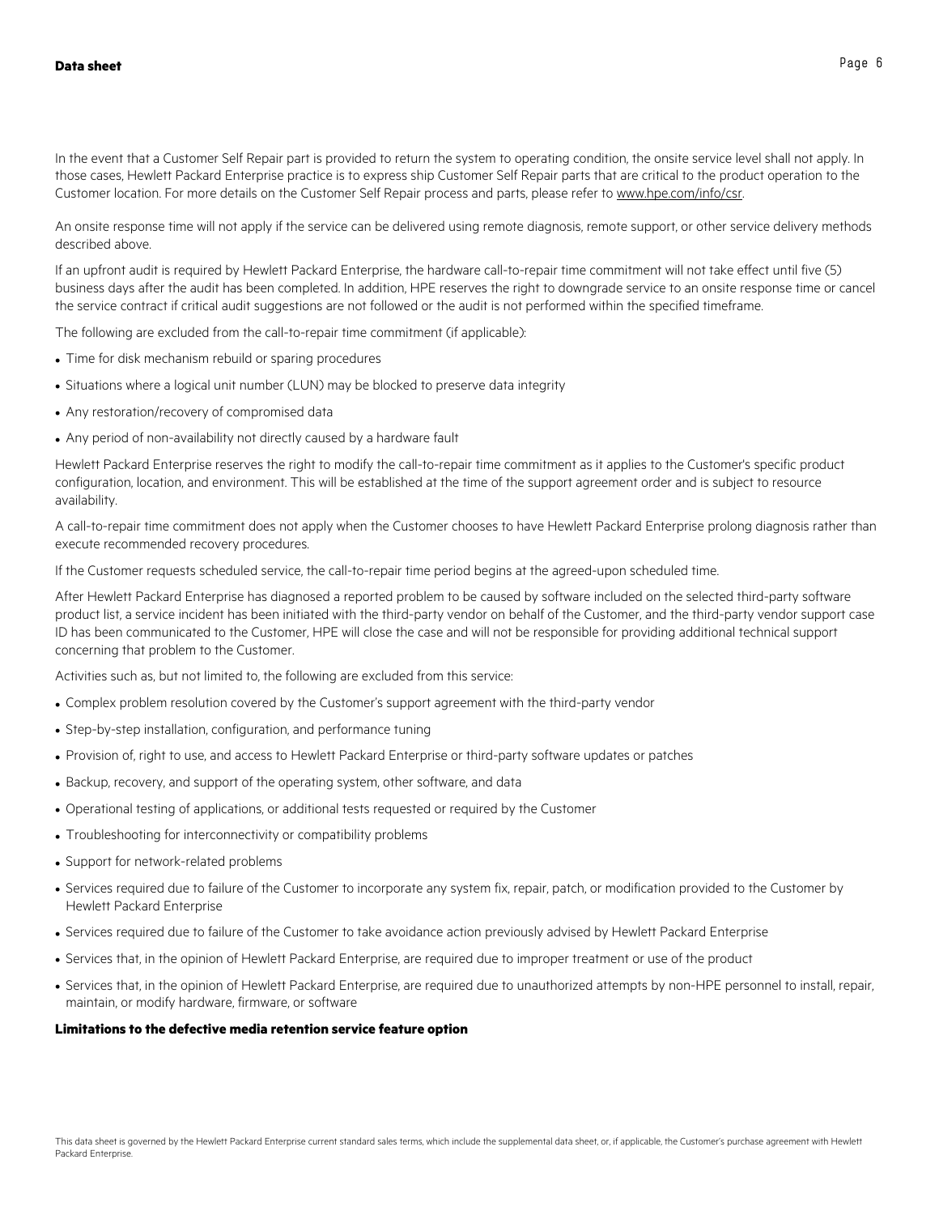In the event that a Customer Self Repair part is provided to return the system to operating condition, the onsite service level shall not apply. In those cases, Hewlett Packard Enterprise practice is to express ship Customer Self Repair parts that are critical to the product operation to the Customer location. For more details on the Customer Self Repair process and parts, please refer to www.hpe.com/info/csr.

An onsite response time will not apply if the service can be delivered using remote diagnosis, remote support, or other service delivery methods described above.

If an upfront audit is required by Hewlett Packard Enterprise, the hardware call-to-repair time commitment will not take effect until five (5) business days after the audit has been completed. In addition, HPE reserves the right to downgrade service to an onsite response time or cancel the service contract if critical audit suggestions are not followed or the audit is not performed within the specified timeframe.

The following are excluded from the call-to-repair time commitment (if applicable):

- Time for disk mechanism rebuild or sparing procedures
- Situations where a logical unit number (LUN) may be blocked to preserve data integrity
- Any restoration/recovery of compromised data
- Any period of non-availability not directly caused by a hardware fault

Hewlett Packard Enterprise reserves the right to modify the call-to-repair time commitment as it applies to the Customer's specific product configuration, location, and environment. This will be established at the time of the support agreement order and is subject to resource availability.

A call-to-repair time commitment does not apply when the Customer chooses to have Hewlett Packard Enterprise prolong diagnosis rather than execute recommended recovery procedures.

If the Customer requests scheduled service, the call-to-repair time period begins at the agreed-upon scheduled time.

After Hewlett Packard Enterprise has diagnosed a reported problem to be caused by software included on the selected third-party software product list, a service incident has been initiated with the third-party vendor on behalf of the Customer, and the third-party vendor support case ID has been communicated to the Customer, HPE will close the case and will not be responsible for providing additional technical support concerning that problem to the Customer.

Activities such as, but not limited to, the following are excluded from this service:

- Complex problem resolution covered by the Customer's support agreement with the third-party vendor
- Step-by-step installation, configuration, and performance tuning
- Provision of, right to use, and access to Hewlett Packard Enterprise or third-party software updates or patches
- Backup, recovery, and support of the operating system, other software, and data
- Operational testing of applications, or additional tests requested or required by the Customer
- Troubleshooting for interconnectivity or compatibility problems
- Support for network-related problems
- Services required due to failure of the Customer to incorporate any system fix, repair, patch, or modification provided to the Customer by Hewlett Packard Enterprise
- Services required due to failure of the Customer to take avoidance action previously advised by Hewlett Packard Enterprise
- Services that, in the opinion of Hewlett Packard Enterprise, are required due to improper treatment or use of the product
- Services that, in the opinion of Hewlett Packard Enterprise, are required due to unauthorized attempts by non-HPE personnel to install, repair, maintain, or modify hardware, firmware, or software

**Limitations to the defective media retention service feature option**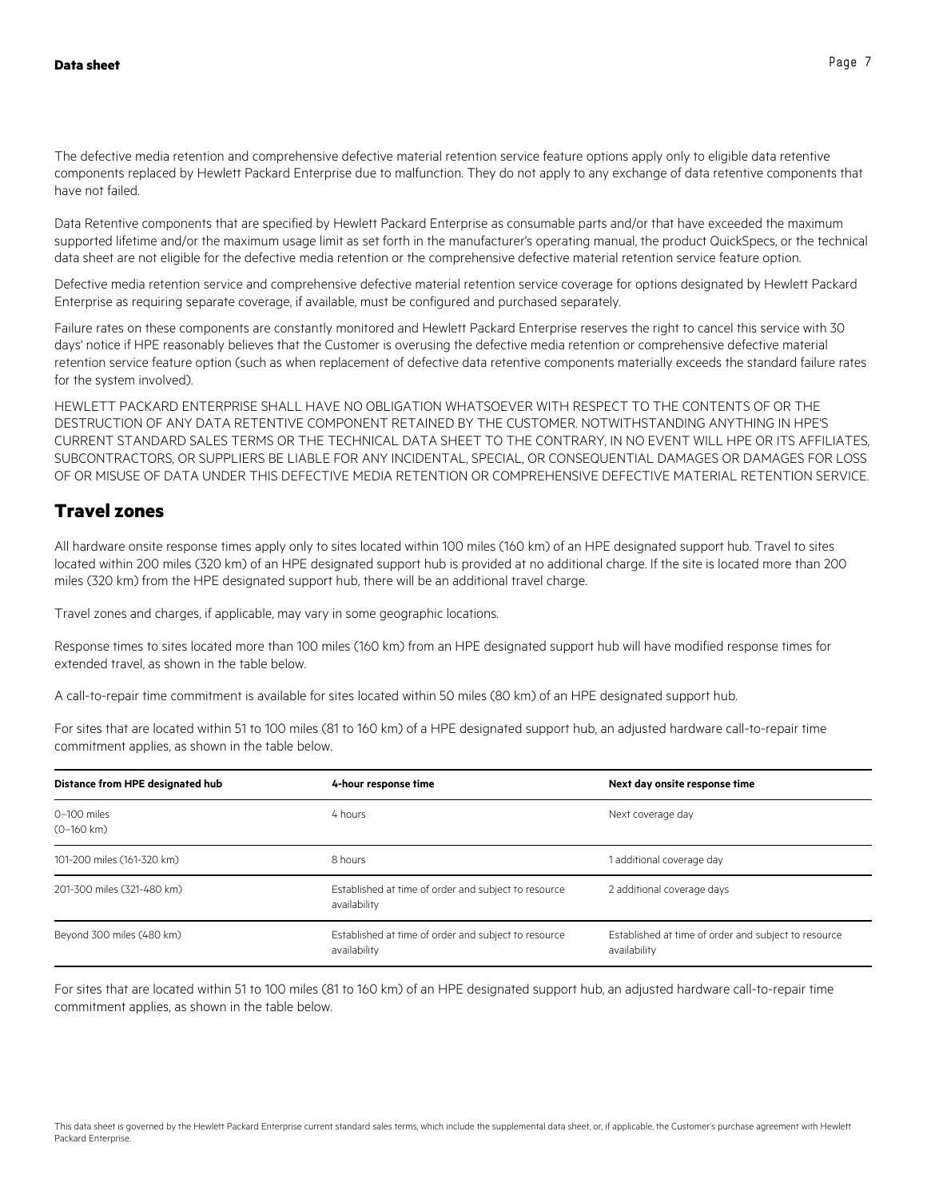The defective media retention and comprehensive defective material retention service feature options apply only to eligible data retentive components replaced by Hewlett Packard Enterprise due to malfunction. They do not apply to any exchange of data retentive components that have not failed.

Data Retentive components that are specified by Hewlett Packard Enterprise as consumable parts and/or that have exceeded the maximum supported lifetime and/or the maximum usage limit as set forth in the manufacturer's operating manual, the product QuickSpecs, or the technical data sheet are not eligible for the defective media retention or the comprehensive defective material retention service feature option.

Defective media retention service and comprehensive defective material retention service coverage for options designated by Hewlett Packard Enterprise as requiring separate coverage, if available, must be configured and purchased separately.

Failure rates on these components are constantly monitored and Hewlett Packard Enterprise reserves the right to cancel this service with 30 days' notice if HPE reasonably believes that the Customer is overusing the defective media retention or comprehensive defective material retention service feature option (such as when replacement of defective data retentive components materially exceeds the standard failure rates for the system involved).

HEWLETT PACKARD ENTERPRISE SHALL HAVE NO OBLIGATION WHATSOEVER WITH RESPECT TO THE CONTENTS OF OR THE DESTRUCTION OF ANY DATA RETENTIVE COMPONENT RETAINED BY THE CUSTOMER. NOTWITHSTANDING ANYTHING IN HPE'S CURRENT STANDARD SALES TERMS OR THE TECHNICAL DATA SHEET TO THE CONTRARY, IN NO EVENT WILL HPE OR ITS AFFILIATES, SUBCONTRACTORS, OR SUPPLIERS BE LIABLE FOR ANY INCIDENTAL, SPECIAL, OR CONSEQUENTIAL DAMAGES OR DAMAGES FOR LOSS OF OR MISUSE OF DATA UNDER THIS DEFECTIVE MEDIA RETENTION OR COMPREHENSIVE DEFECTIVE MATERIAL RETENTION SERVICE.

## Travel zones

All hardware onsite response times apply only to sites located within 100 miles (160 km) of an HPE designated support hub. Travel to sites located within 200 miles (320 km) of an HPE designated support hub is provided at no additional charge. If the site is located more than 200 miles (320 km) from the HPE designated support hub, there will be an additional travel charge.

Travel zones and charges, if applicable, may vary in some geographic locations.

Response times to sites located more than 100 miles (160 km) from an HPE designated support hub will have modified response times for extended travel, as shown in the table below.

A call-to-repair time commitment is available for sites located within 50 miles (80 km) of an HPE designated support hub.

For sites that are located within 51 to 100 miles (81 to 160 km) of a HPE designated support hub, an adjusted hardware call-to-repair time commitment applies, as shown in the table below.

| Distance from HPE designated hub | 4-hour response time | Next day onsite response time |
|---|---|---|
| 0–100 miles (0–160 km) | 4 hours | Next coverage day |
| 101-200 miles (161-320 km) | 8 hours | 1 additional coverage day |
| 201-300 miles (321-480 km) | Established at time of order and subject to resource availability | 2 additional coverage days |
| Beyond 300 miles (480 km) | Established at time of order and subject to resource availability | Established at time of order and subject to resource availability |

For sites that are located within 51 to 100 miles (81 to 160 km) of an HPE designated support hub, an adjusted hardware call-to-repair time commitment applies, as shown in the table below.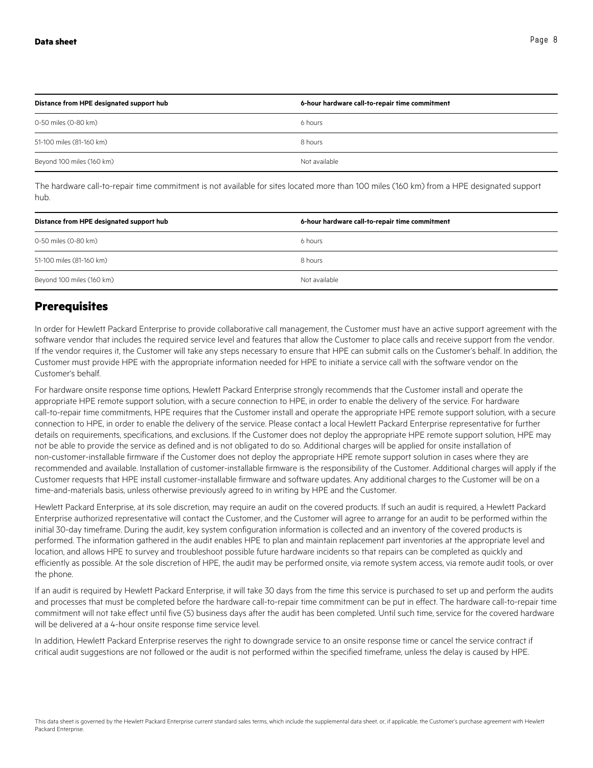| Distance from HPE designated support hub | 6-hour hardware call-to-repair time commitment |
| --- | --- |
| 0-50 miles (0-80 km) | 6 hours |
| 51-100 miles (81-160 km) | 8 hours |
| Beyond 100 miles (160 km) | Not available |

The hardware call-to-repair time commitment is not available for sites located more than 100 miles (160 km) from a HPE designated support hub.

| Distance from HPE designated support hub | 6-hour hardware call-to-repair time commitment |
| --- | --- |
| 0-50 miles (0-80 km) | 6 hours |
| 51-100 miles (81-160 km) | 8 hours |
| Beyond 100 miles (160 km) | Not available |

## Prerequisites

In order for Hewlett Packard Enterprise to provide collaborative call management, the Customer must have an active support agreement with the software vendor that includes the required service level and features that allow the Customer to place calls and receive support from the vendor. If the vendor requires it, the Customer will take any steps necessary to ensure that HPE can submit calls on the Customer's behalf. In addition, the Customer must provide HPE with the appropriate information needed for HPE to initiate a service call with the software vendor on the Customer's behalf.

For hardware onsite response time options, Hewlett Packard Enterprise strongly recommends that the Customer install and operate the appropriate HPE remote support solution, with a secure connection to HPE, in order to enable the delivery of the service. For hardware call-to-repair time commitments, HPE requires that the Customer install and operate the appropriate HPE remote support solution, with a secure connection to HPE, in order to enable the delivery of the service. Please contact a local Hewlett Packard Enterprise representative for further details on requirements, specifications, and exclusions. If the Customer does not deploy the appropriate HPE remote support solution, HPE may not be able to provide the service as defined and is not obligated to do so. Additional charges will be applied for onsite installation of non-customer-installable firmware if the Customer does not deploy the appropriate HPE remote support solution in cases where they are recommended and available. Installation of customer-installable firmware is the responsibility of the Customer. Additional charges will apply if the Customer requests that HPE install customer-installable firmware and software updates. Any additional charges to the Customer will be on a time-and-materials basis, unless otherwise previously agreed to in writing by HPE and the Customer.

Hewlett Packard Enterprise, at its sole discretion, may require an audit on the covered products. If such an audit is required, a Hewlett Packard Enterprise authorized representative will contact the Customer, and the Customer will agree to arrange for an audit to be performed within the initial 30-day timeframe. During the audit, key system configuration information is collected and an inventory of the covered products is performed. The information gathered in the audit enables HPE to plan and maintain replacement part inventories at the appropriate level and location, and allows HPE to survey and troubleshoot possible future hardware incidents so that repairs can be completed as quickly and efficiently as possible. At the sole discretion of HPE, the audit may be performed onsite, via remote system access, via remote audit tools, or over the phone.

If an audit is required by Hewlett Packard Enterprise, it will take 30 days from the time this service is purchased to set up and perform the audits and processes that must be completed before the hardware call-to-repair time commitment can be put in effect. The hardware call-to-repair time commitment will not take effect until five (5) business days after the audit has been completed. Until such time, service for the covered hardware will be delivered at a 4-hour onsite response time service level.

In addition, Hewlett Packard Enterprise reserves the right to downgrade service to an onsite response time or cancel the service contract if critical audit suggestions are not followed or the audit is not performed within the specified timeframe, unless the delay is caused by HPE.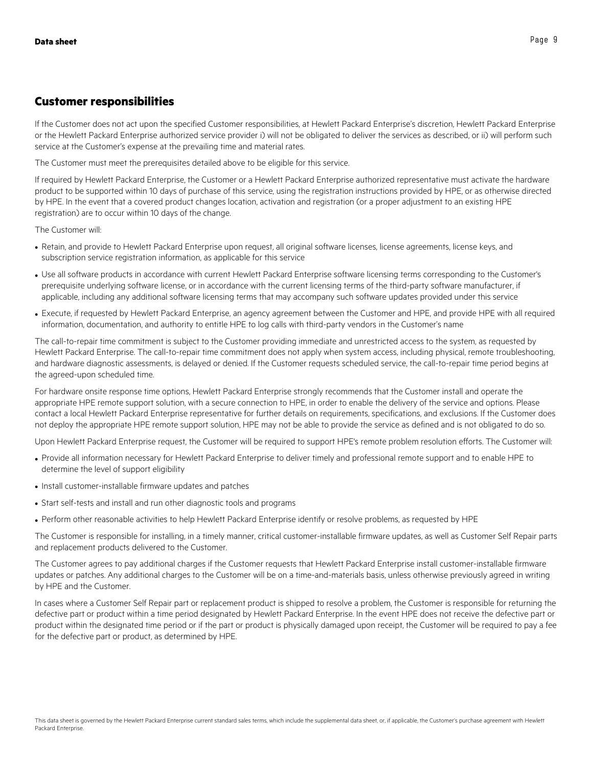## Customer responsibilities

If the Customer does not act upon the specified Customer responsibilities, at Hewlett Packard Enterprise's discretion, Hewlett Packard Enterprise or the Hewlett Packard Enterprise authorized service provider i) will not be obligated to deliver the services as described, or ii) will perform such service at the Customer's expense at the prevailing time and material rates.

The Customer must meet the prerequisites detailed above to be eligible for this service.

If required by Hewlett Packard Enterprise, the Customer or a Hewlett Packard Enterprise authorized representative must activate the hardware product to be supported within 10 days of purchase of this service, using the registration instructions provided by HPE, or as otherwise directed by HPE. In the event that a covered product changes location, activation and registration (or a proper adjustment to an existing HPE registration) are to occur within 10 days of the change.

The Customer will:

- Retain, and provide to Hewlett Packard Enterprise upon request, all original software licenses, license agreements, license keys, and subscription service registration information, as applicable for this service
- Use all software products in accordance with current Hewlett Packard Enterprise software licensing terms corresponding to the Customer's prerequisite underlying software license, or in accordance with the current licensing terms of the third-party software manufacturer, if applicable, including any additional software licensing terms that may accompany such software updates provided under this service
- Execute, if requested by Hewlett Packard Enterprise, an agency agreement between the Customer and HPE, and provide HPE with all required information, documentation, and authority to entitle HPE to log calls with third-party vendors in the Customer's name

The call-to-repair time commitment is subject to the Customer providing immediate and unrestricted access to the system, as requested by Hewlett Packard Enterprise. The call-to-repair time commitment does not apply when system access, including physical, remote troubleshooting, and hardware diagnostic assessments, is delayed or denied. If the Customer requests scheduled service, the call-to-repair time period begins at the agreed-upon scheduled time.

For hardware onsite response time options, Hewlett Packard Enterprise strongly recommends that the Customer install and operate the appropriate HPE remote support solution, with a secure connection to HPE, in order to enable the delivery of the service and options. Please contact a local Hewlett Packard Enterprise representative for further details on requirements, specifications, and exclusions. If the Customer does not deploy the appropriate HPE remote support solution, HPE may not be able to provide the service as defined and is not obligated to do so.

Upon Hewlett Packard Enterprise request, the Customer will be required to support HPE's remote problem resolution efforts. The Customer will:

- Provide all information necessary for Hewlett Packard Enterprise to deliver timely and professional remote support and to enable HPE to determine the level of support eligibility
- Install customer-installable firmware updates and patches
- Start self-tests and install and run other diagnostic tools and programs
- Perform other reasonable activities to help Hewlett Packard Enterprise identify or resolve problems, as requested by HPE

The Customer is responsible for installing, in a timely manner, critical customer-installable firmware updates, as well as Customer Self Repair parts and replacement products delivered to the Customer.

The Customer agrees to pay additional charges if the Customer requests that Hewlett Packard Enterprise install customer-installable firmware updates or patches. Any additional charges to the Customer will be on a time-and-materials basis, unless otherwise previously agreed in writing by HPE and the Customer.

In cases where a Customer Self Repair part or replacement product is shipped to resolve a problem, the Customer is responsible for returning the defective part or product within a time period designated by Hewlett Packard Enterprise. In the event HPE does not receive the defective part or product within the designated time period or if the part or product is physically damaged upon receipt, the Customer will be required to pay a fee for the defective part or product, as determined by HPE.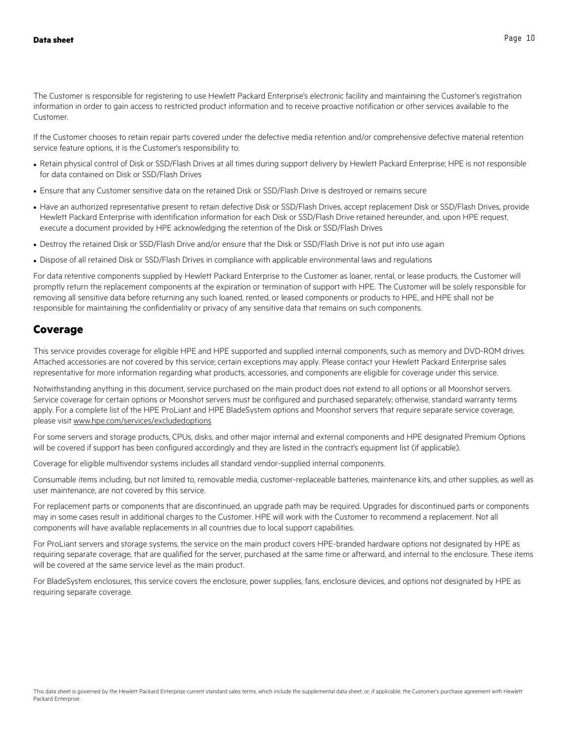The Customer is responsible for registering to use Hewlett Packard Enterprise's electronic facility and maintaining the Customer's registration information in order to gain access to restricted product information and to receive proactive notification or other services available to the Customer.

If the Customer chooses to retain repair parts covered under the defective media retention and/or comprehensive defective material retention service feature options, it is the Customer's responsibility to:

- Retain physical control of Disk or SSD/Flash Drives at all times during support delivery by Hewlett Packard Enterprise; HPE is not responsible for data contained on Disk or SSD/Flash Drives
- Ensure that any Customer sensitive data on the retained Disk or SSD/Flash Drive is destroyed or remains secure
- Have an authorized representative present to retain defective Disk or SSD/Flash Drives, accept replacement Disk or SSD/Flash Drives, provide Hewlett Packard Enterprise with identification information for each Disk or SSD/Flash Drive retained hereunder, and, upon HPE request, execute a document provided by HPE acknowledging the retention of the Disk or SSD/Flash Drives
- Destroy the retained Disk or SSD/Flash Drive and/or ensure that the Disk or SSD/Flash Drive is not put into use again
- Dispose of all retained Disk or SSD/Flash Drives in compliance with applicable environmental laws and regulations

For data retentive components supplied by Hewlett Packard Enterprise to the Customer as loaner, rental, or lease products, the Customer will promptly return the replacement components at the expiration or termination of support with HPE. The Customer will be solely responsible for removing all sensitive data before returning any such loaned, rented, or leased components or products to HPE, and HPE shall not be responsible for maintaining the confidentiality or privacy of any sensitive data that remains on such components.

## Coverage

This service provides coverage for eligible HPE and HPE supported and supplied internal components, such as memory and DVD-ROM drives. Attached accessories are not covered by this service; certain exceptions may apply. Please contact your Hewlett Packard Enterprise sales representative for more information regarding what products, accessories, and components are eligible for coverage under this service.

Notwithstanding anything in this document, service purchased on the main product does not extend to all options or all Moonshot servers. Service coverage for certain options or Moonshot servers must be configured and purchased separately; otherwise, standard warranty terms apply. For a complete list of the HPE ProLiant and HPE BladeSystem options and Moonshot servers that require separate service coverage, please visit www.hpe.com/services/excludedoptions

For some servers and storage products, CPUs, disks, and other major internal and external components and HPE designated Premium Options will be covered if support has been configured accordingly and they are listed in the contract's equipment list (if applicable).

Coverage for eligible multivendor systems includes all standard vendor-supplied internal components.

Consumable items including, but not limited to, removable media, customer-replaceable batteries, maintenance kits, and other supplies, as well as user maintenance, are not covered by this service.

For replacement parts or components that are discontinued, an upgrade path may be required. Upgrades for discontinued parts or components may in some cases result in additional charges to the Customer. HPE will work with the Customer to recommend a replacement. Not all components will have available replacements in all countries due to local support capabilities.

For ProLiant servers and storage systems, the service on the main product covers HPE-branded hardware options not designated by HPE as requiring separate coverage, that are qualified for the server, purchased at the same time or afterward, and internal to the enclosure. These items will be covered at the same service level as the main product.

For BladeSystem enclosures, this service covers the enclosure, power supplies, fans, enclosure devices, and options not designated by HPE as requiring separate coverage.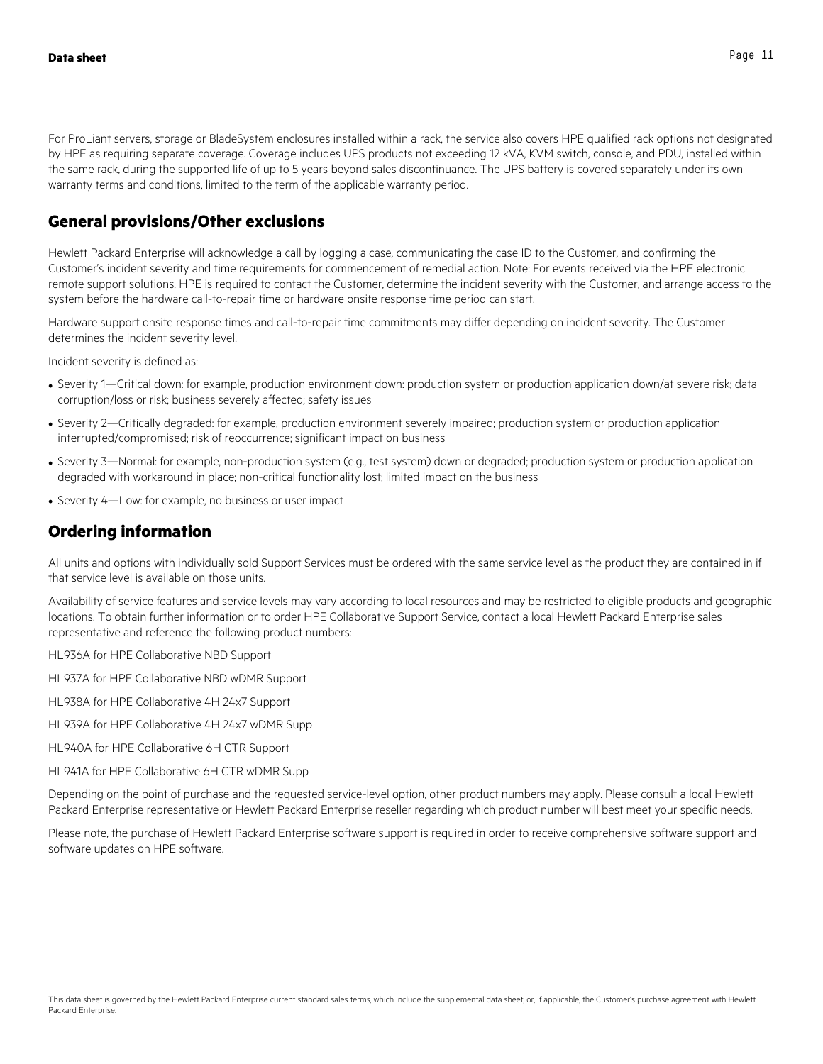For ProLiant servers, storage or BladeSystem enclosures installed within a rack, the service also covers HPE qualified rack options not designated by HPE as requiring separate coverage. Coverage includes UPS products not exceeding 12 kVA, KVM switch, console, and PDU, installed within the same rack, during the supported life of up to 5 years beyond sales discontinuance. The UPS battery is covered separately under its own warranty terms and conditions, limited to the term of the applicable warranty period.

## General provisions/Other exclusions

Hewlett Packard Enterprise will acknowledge a call by logging a case, communicating the case ID to the Customer, and confirming the Customer's incident severity and time requirements for commencement of remedial action. Note: For events received via the HPE electronic remote support solutions, HPE is required to contact the Customer, determine the incident severity with the Customer, and arrange access to the system before the hardware call-to-repair time or hardware onsite response time period can start.

Hardware support onsite response times and call-to-repair time commitments may differ depending on incident severity. The Customer determines the incident severity level.

Incident severity is defined as:

- Severity 1—Critical down: for example, production environment down: production system or production application down/at severe risk; data corruption/loss or risk; business severely affected; safety issues
- Severity 2—Critically degraded: for example, production environment severely impaired; production system or production application interrupted/compromised; risk of reoccurrence; significant impact on business
- Severity 3—Normal: for example, non-production system (e.g., test system) down or degraded; production system or production application degraded with workaround in place; non-critical functionality lost; limited impact on the business
- Severity 4—Low: for example, no business or user impact

## Ordering information

All units and options with individually sold Support Services must be ordered with the same service level as the product they are contained in if that service level is available on those units.

Availability of service features and service levels may vary according to local resources and may be restricted to eligible products and geographic locations. To obtain further information or to order HPE Collaborative Support Service, contact a local Hewlett Packard Enterprise sales representative and reference the following product numbers:

HL936A for HPE Collaborative NBD Support

HL937A for HPE Collaborative NBD wDMR Support

HL938A for HPE Collaborative 4H 24x7 Support

HL939A for HPE Collaborative 4H 24x7 wDMR Supp

HL940A for HPE Collaborative 6H CTR Support

HL941A for HPE Collaborative 6H CTR wDMR Supp

Depending on the point of purchase and the requested service-level option, other product numbers may apply. Please consult a local Hewlett Packard Enterprise representative or Hewlett Packard Enterprise reseller regarding which product number will best meet your specific needs.

Please note, the purchase of Hewlett Packard Enterprise software support is required in order to receive comprehensive software support and software updates on HPE software.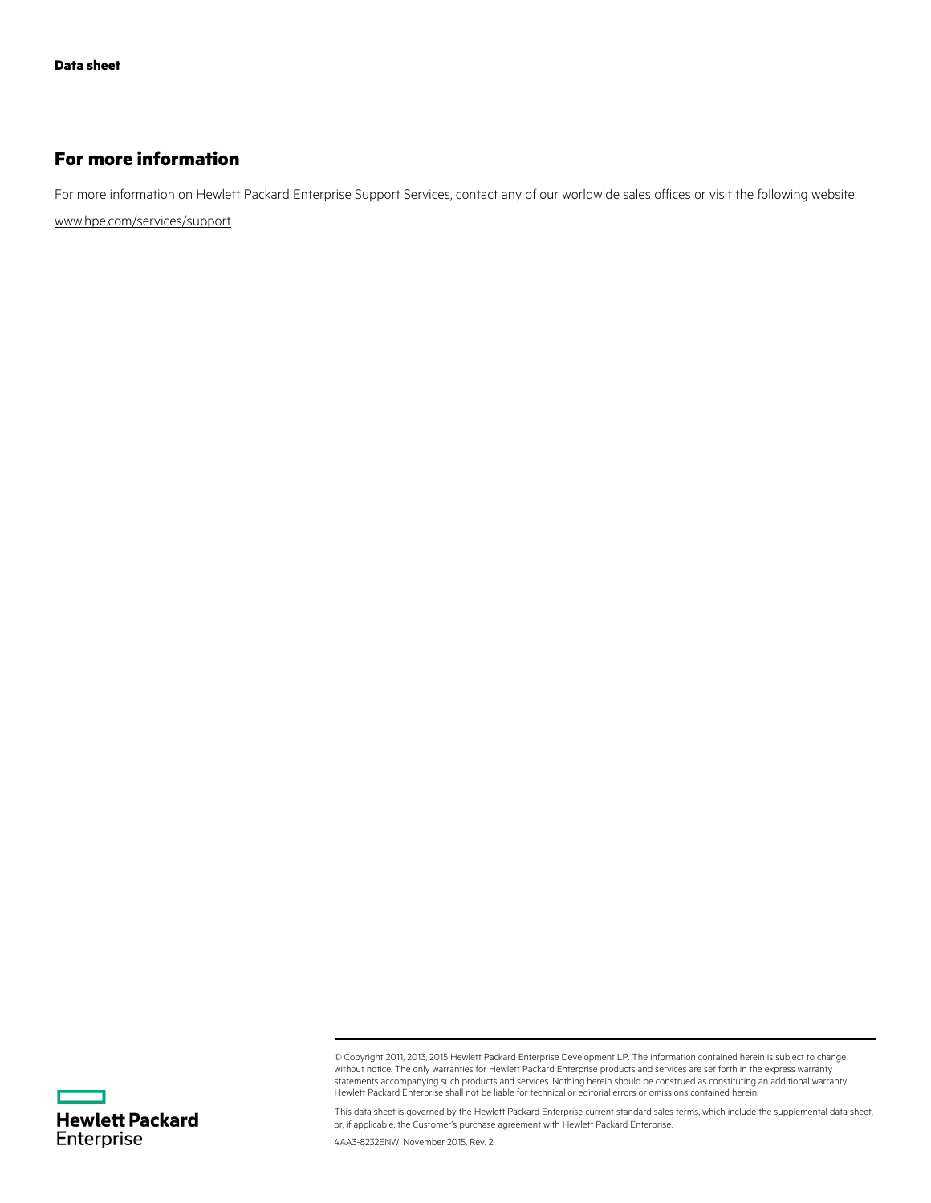## For more information

For more information on Hewlett Packard Enterprise Support Services, contact any of our worldwide sales offices or visit the following website:

www.hpe.com/services/support

© Copyright 2011, 2013, 2015 Hewlett Packard Enterprise Development LP. The information contained herein is subject to change without notice. The only warranties for Hewlett Packard Enterprise products and services are set forth in the express warranty statements accompanying such products and services. Nothing herein should be construed as constituting an additional warranty. Hewlett Packard Enterprise shall not be liable for technical or editorial errors or omissions contained herein.

This data sheet is governed by the Hewlett Packard Enterprise current standard sales terms, which include the supplemental data sheet, or, if applicable, the Customer's purchase agreement with Hewlett Packard Enterprise.

4AA3-8232ENW, November 2015, Rev. 2